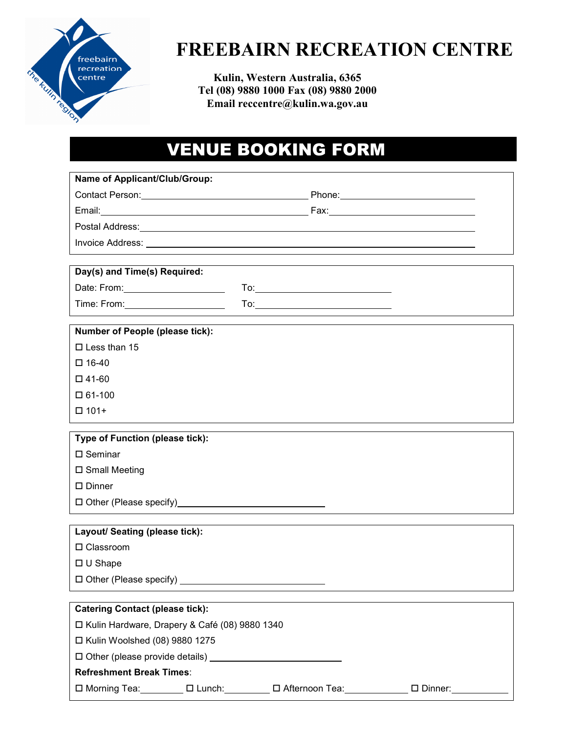# FREEBAIRN RECREATION CENTRE

**Kulin, Western Australia, 6365**
**Tel (08) 9880 1000 Fax (08) 9880 2000**
**Email reccentre@kulin.wa.gov.au**

## VENUE BOOKING FORM

**Name of Applicant/Club/Group:**

Contact Person:______________________________ Phone:__________________________

Email:____________________________________ Fax:____________________________

Postal Address:_______________________________________________________________

Invoice Address: ______________________________________________________________

**Day(s) and Time(s) Required:**

Date: From:__________________ To:_________________________

Time: From:__________________ To:_________________________

**Number of People (please tick):**

- ☐ Less than 15
- ☐ 16-40
- ☐ 41-60
- ☐ 61-100
- ☐ 101+

**Type of Function (please tick):**

- ☐ Seminar
- ☐ Small Meeting
- ☐ Dinner
- ☐ Other (Please specify)___________________________

**Layout/ Seating (please tick):**

- ☐ Classroom
- ☐ U Shape
- ☐ Other (Please specify) ___________________________

**Catering Contact (please tick):**

- ☐ Kulin Hardware, Drapery & Café (08) 9880 1340
- ☐ Kulin Woolshed (08) 9880 1275
- ☐ Other (please provide details) ________________________

**Refreshment Break Times**:

☐ Morning Tea:________ ☐ Lunch:________ ☐ Afternoon Tea:___________ ☐ Dinner:__________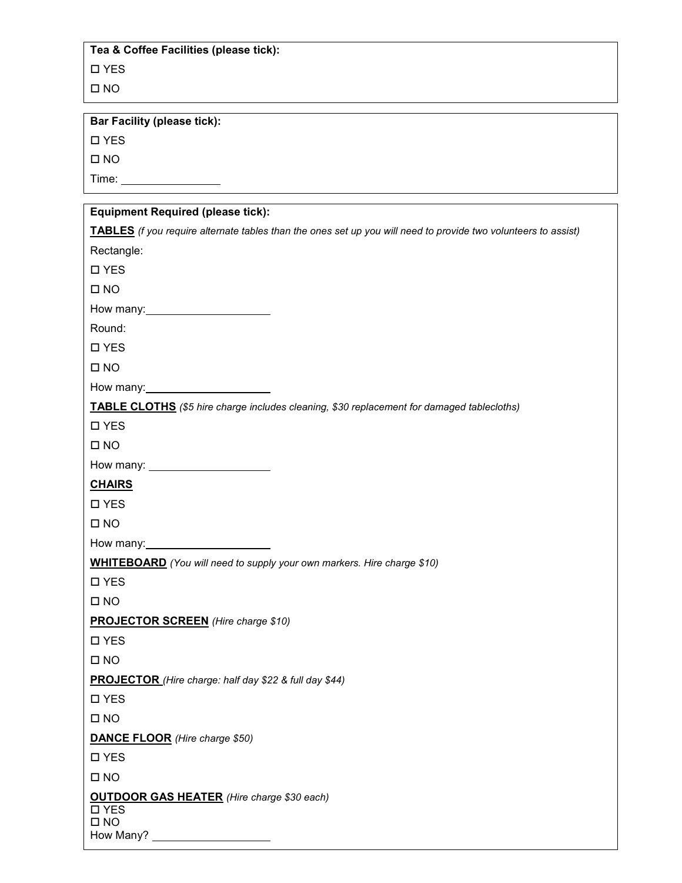**Tea & Coffee Facilities (please tick):**

☐ YES

☐ NO

**Bar Facility (please tick):**

☐ YES

☐ NO

Time: ________________

**Equipment Required (please tick):**

**TABLES** *(f you require alternate tables than the ones set up you will need to provide two volunteers to assist)*

Rectangle:

☐ YES

☐ NO

How many: ____________________

Round:

☐ YES

☐ NO

How many: ____________________

**TABLE CLOTHS** *($5 hire charge includes cleaning, $30 replacement for damaged tablecloths)*

☐ YES

☐ NO

How many: ____________________

**CHAIRS**

☐ YES

☐ NO

How many: ____________________

**WHITEBOARD** *(You will need to supply your own markers. Hire charge $10)*

☐ YES

☐ NO

**PROJECTOR SCREEN** *(Hire charge $10)*

☐ YES

☐ NO

**PROJECTOR** *(Hire charge: half day $22 & full day $44)*

☐ YES

☐ NO

**DANCE FLOOR** *(Hire charge $50)*

☐ YES

☐ NO

**OUTDOOR GAS HEATER** *(Hire charge $30 each)*

☐ YES

☐ NO

How Many? ____________________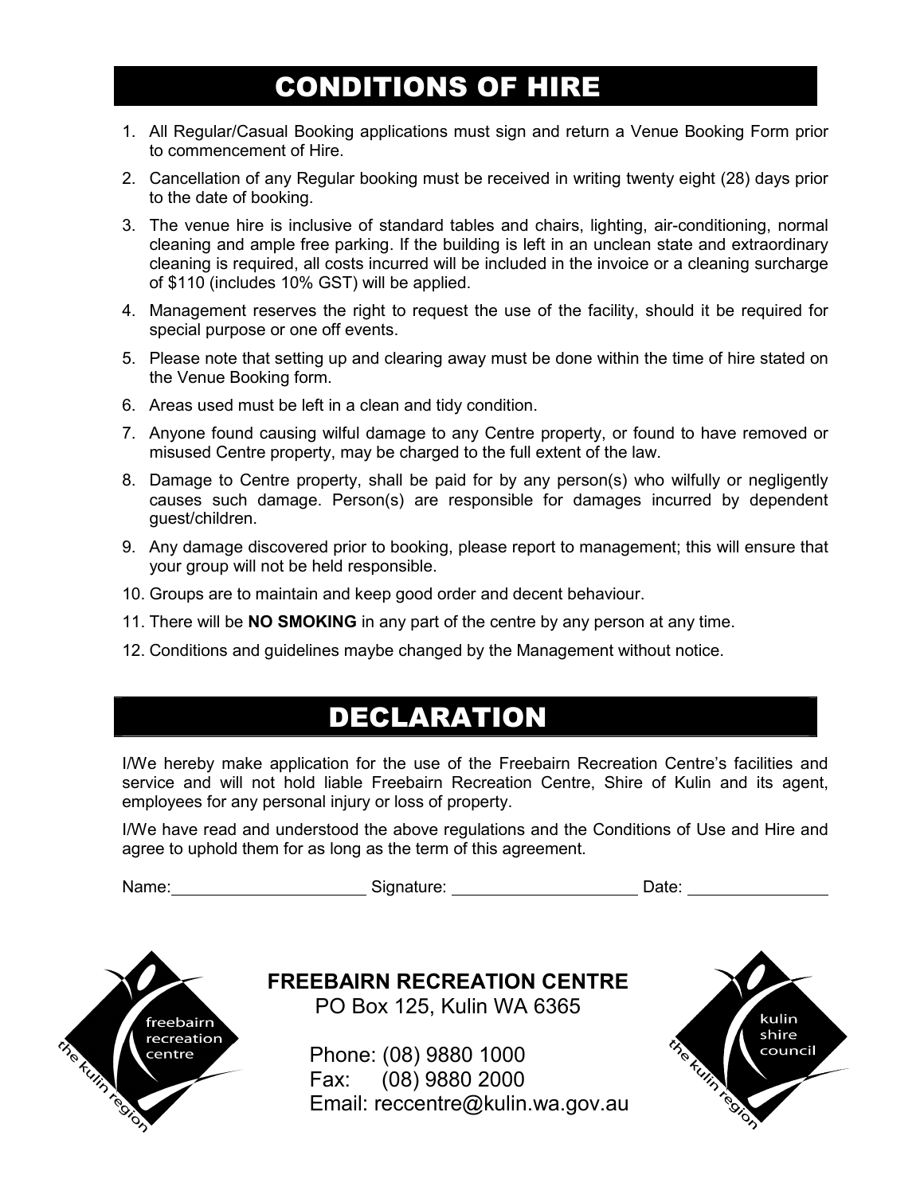# CONDITIONS OF HIRE

1. All Regular/Casual Booking applications must sign and return a Venue Booking Form prior to commencement of Hire.
2. Cancellation of any Regular booking must be received in writing twenty eight (28) days prior to the date of booking.
3. The venue hire is inclusive of standard tables and chairs, lighting, air-conditioning, normal cleaning and ample free parking. If the building is left in an unclean state and extraordinary cleaning is required, all costs incurred will be included in the invoice or a cleaning surcharge of $110 (includes 10% GST) will be applied.
4. Management reserves the right to request the use of the facility, should it be required for special purpose or one off events.
5. Please note that setting up and clearing away must be done within the time of hire stated on the Venue Booking form.
6. Areas used must be left in a clean and tidy condition.
7. Anyone found causing wilful damage to any Centre property, or found to have removed or misused Centre property, may be charged to the full extent of the law.
8. Damage to Centre property, shall be paid for by any person(s) who wilfully or negligently causes such damage. Person(s) are responsible for damages incurred by dependent guest/children.
9. Any damage discovered prior to booking, please report to management; this will ensure that your group will not be held responsible.
10. Groups are to maintain and keep good order and decent behaviour.
11. There will be **NO SMOKING** in any part of the centre by any person at any time.
12. Conditions and guidelines maybe changed by the Management without notice.

# DECLARATION

I/We hereby make application for the use of the Freebairn Recreation Centre's facilities and service and will not hold liable Freebairn Recreation Centre, Shire of Kulin and its agent, employees for any personal injury or loss of property.

I/We have read and understood the above regulations and the Conditions of Use and Hire and agree to uphold them for as long as the term of this agreement.

Name:\_\_\_\_\_\_\_\_\_\_\_\_\_\_\_\_\_\_\_\_ Signature: \_\_\_\_\_\_\_\_\_\_\_\_\_\_\_\_\_\_\_\_ Date: \_\_\_\_\_\_\_\_\_\_\_\_\_\_\_

freebairn recreation centre
the kulin region

**FREEBAIRN RECREATION CENTRE**
PO Box 125, Kulin WA 6365

Phone: (08) 9880 1000
Fax: (08) 9880 2000
Email: reccentre@kulin.wa.gov.au

kulin shire council
the kulin region